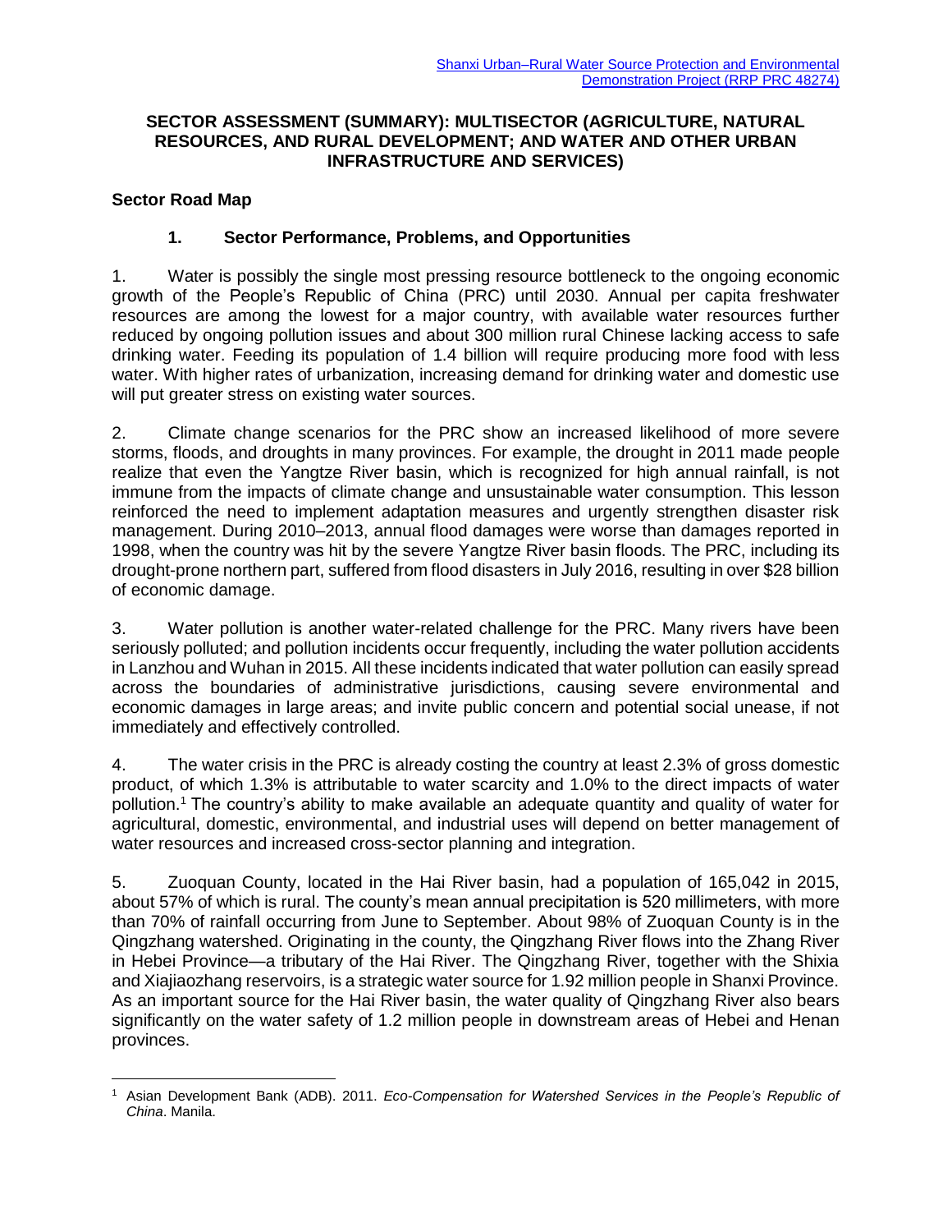Shanxi Urban–Rural Water Source Protection and Environmental Demonstration Project (RRP PRC 48274)

# SECTOR ASSESSMENT (SUMMARY): MULTISECTOR (AGRICULTURE, NATURAL RESOURCES, AND RURAL DEVELOPMENT; AND WATER AND OTHER URBAN INFRASTRUCTURE AND SERVICES)

## Sector Road Map

### 1. Sector Performance, Problems, and Opportunities

1. Water is possibly the single most pressing resource bottleneck to the ongoing economic growth of the People's Republic of China (PRC) until 2030. Annual per capita freshwater resources are among the lowest for a major country, with available water resources further reduced by ongoing pollution issues and about 300 million rural Chinese lacking access to safe drinking water. Feeding its population of 1.4 billion will require producing more food with less water. With higher rates of urbanization, increasing demand for drinking water and domestic use will put greater stress on existing water sources.

2. Climate change scenarios for the PRC show an increased likelihood of more severe storms, floods, and droughts in many provinces. For example, the drought in 2011 made people realize that even the Yangtze River basin, which is recognized for high annual rainfall, is not immune from the impacts of climate change and unsustainable water consumption. This lesson reinforced the need to implement adaptation measures and urgently strengthen disaster risk management. During 2010–2013, annual flood damages were worse than damages reported in 1998, when the country was hit by the severe Yangtze River basin floods. The PRC, including its drought-prone northern part, suffered from flood disasters in July 2016, resulting in over $28 billion of economic damage.

3. Water pollution is another water-related challenge for the PRC. Many rivers have been seriously polluted; and pollution incidents occur frequently, including the water pollution accidents in Lanzhou and Wuhan in 2015. All these incidents indicated that water pollution can easily spread across the boundaries of administrative jurisdictions, causing severe environmental and economic damages in large areas; and invite public concern and potential social unease, if not immediately and effectively controlled.

4. The water crisis in the PRC is already costing the country at least 2.3% of gross domestic product, of which 1.3% is attributable to water scarcity and 1.0% to the direct impacts of water pollution.[1] The country's ability to make available an adequate quantity and quality of water for agricultural, domestic, environmental, and industrial uses will depend on better management of water resources and increased cross-sector planning and integration.

5. Zuoquan County, located in the Hai River basin, had a population of 165,042 in 2015, about 57% of which is rural. The county's mean annual precipitation is 520 millimeters, with more than 70% of rainfall occurring from June to September. About 98% of Zuoquan County is in the Qingzhang watershed. Originating in the county, the Qingzhang River flows into the Zhang River in Hebei Province—a tributary of the Hai River. The Qingzhang River, together with the Shixia and Xiajiaozhang reservoirs, is a strategic water source for 1.92 million people in Shanxi Province. As an important source for the Hai River basin, the water quality of Qingzhang River also bears significantly on the water safety of 1.2 million people in downstream areas of Hebei and Henan provinces.

---

[1] Asian Development Bank (ADB). 2011. *Eco-Compensation for Watershed Services in the People's Republic of China*. Manila.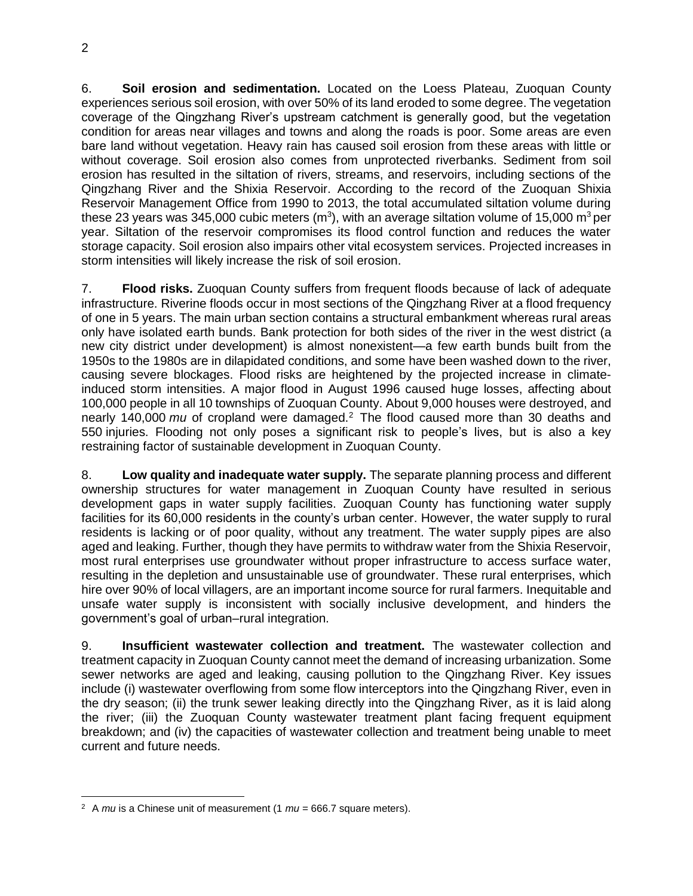6. **Soil erosion and sedimentation.** Located on the Loess Plateau, Zuoquan County experiences serious soil erosion, with over 50% of its land eroded to some degree. The vegetation coverage of the Qingzhang River's upstream catchment is generally good, but the vegetation condition for areas near villages and towns and along the roads is poor. Some areas are even bare land without vegetation. Heavy rain has caused soil erosion from these areas with little or without coverage. Soil erosion also comes from unprotected riverbanks. Sediment from soil erosion has resulted in the siltation of rivers, streams, and reservoirs, including sections of the Qingzhang River and the Shixia Reservoir. According to the record of the Zuoquan Shixia Reservoir Management Office from 1990 to 2013, the total accumulated siltation volume during these 23 years was 345,000 cubic meters ($m^3$), with an average siltation volume of 15,000 $m^3$ per year. Siltation of the reservoir compromises its flood control function and reduces the water storage capacity. Soil erosion also impairs other vital ecosystem services. Projected increases in storm intensities will likely increase the risk of soil erosion.

7. **Flood risks.** Zuoquan County suffers from frequent floods because of lack of adequate infrastructure. Riverine floods occur in most sections of the Qingzhang River at a flood frequency of one in 5 years. The main urban section contains a structural embankment whereas rural areas only have isolated earth bunds. Bank protection for both sides of the river in the west district (a new city district under development) is almost nonexistent—a few earth bunds built from the 1950s to the 1980s are in dilapidated conditions, and some have been washed down to the river, causing severe blockages. Flood risks are heightened by the projected increase in climate-induced storm intensities. A major flood in August 1996 caused huge losses, affecting about 100,000 people in all 10 townships of Zuoquan County. About 9,000 houses were destroyed, and nearly 140,000 *mu* of cropland were damaged.[2] The flood caused more than 30 deaths and 550 injuries. Flooding not only poses a significant risk to people's lives, but is also a key restraining factor of sustainable development in Zuoquan County.

8. **Low quality and inadequate water supply.** The separate planning process and different ownership structures for water management in Zuoquan County have resulted in serious development gaps in water supply facilities. Zuoquan County has functioning water supply facilities for its 60,000 residents in the county's urban center. However, the water supply to rural residents is lacking or of poor quality, without any treatment. The water supply pipes are also aged and leaking. Further, though they have permits to withdraw water from the Shixia Reservoir, most rural enterprises use groundwater without proper infrastructure to access surface water, resulting in the depletion and unsustainable use of groundwater. These rural enterprises, which hire over 90% of local villagers, are an important income source for rural farmers. Inequitable and unsafe water supply is inconsistent with socially inclusive development, and hinders the government's goal of urban–rural integration.

9. **Insufficient wastewater collection and treatment.** The wastewater collection and treatment capacity in Zuoquan County cannot meet the demand of increasing urbanization. Some sewer networks are aged and leaking, causing pollution to the Qingzhang River. Key issues include (i) wastewater overflowing from some flow interceptors into the Qingzhang River, even in the dry season; (ii) the trunk sewer leaking directly into the Qingzhang River, as it is laid along the river; (iii) the Zuoquan County wastewater treatment plant facing frequent equipment breakdown; and (iv) the capacities of wastewater collection and treatment being unable to meet current and future needs.

---

[2] A *mu* is a Chinese unit of measurement (1 *mu* = 666.7 square meters).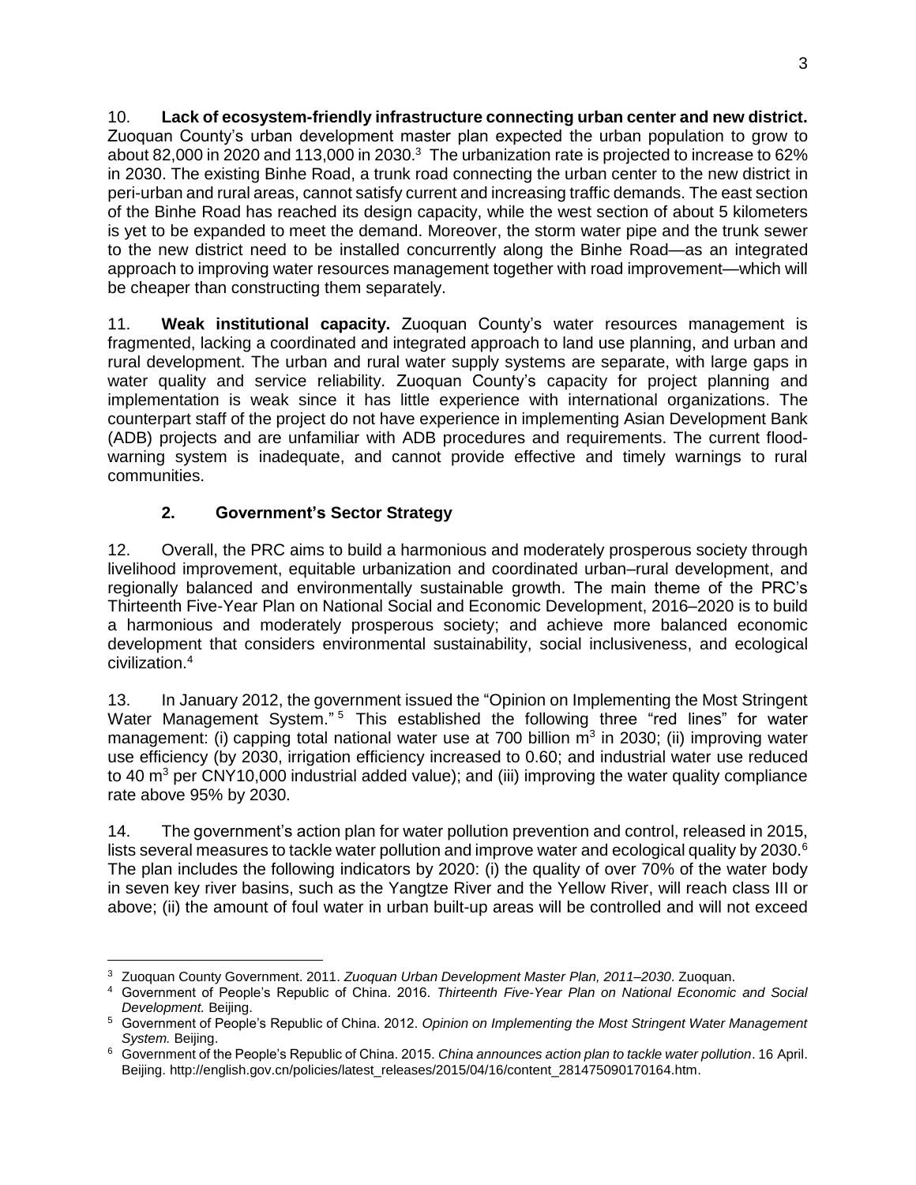10. **Lack of ecosystem-friendly infrastructure connecting urban center and new district.** Zuoquan County's urban development master plan expected the urban population to grow to about 82,000 in 2020 and 113,000 in 2030.[3] The urbanization rate is projected to increase to 62% in 2030. The existing Binhe Road, a trunk road connecting the urban center to the new district in peri-urban and rural areas, cannot satisfy current and increasing traffic demands. The east section of the Binhe Road has reached its design capacity, while the west section of about 5 kilometers is yet to be expanded to meet the demand. Moreover, the storm water pipe and the trunk sewer to the new district need to be installed concurrently along the Binhe Road—as an integrated approach to improving water resources management together with road improvement—which will be cheaper than constructing them separately.

11. **Weak institutional capacity.** Zuoquan County's water resources management is fragmented, lacking a coordinated and integrated approach to land use planning, and urban and rural development. The urban and rural water supply systems are separate, with large gaps in water quality and service reliability. Zuoquan County's capacity for project planning and implementation is weak since it has little experience with international organizations. The counterpart staff of the project do not have experience in implementing Asian Development Bank (ADB) projects and are unfamiliar with ADB procedures and requirements. The current flood-warning system is inadequate, and cannot provide effective and timely warnings to rural communities.

### 2. Government's Sector Strategy

12. Overall, the PRC aims to build a harmonious and moderately prosperous society through livelihood improvement, equitable urbanization and coordinated urban–rural development, and regionally balanced and environmentally sustainable growth. The main theme of the PRC's Thirteenth Five-Year Plan on National Social and Economic Development, 2016–2020 is to build a harmonious and moderately prosperous society; and achieve more balanced economic development that considers environmental sustainability, social inclusiveness, and ecological civilization.[4]

13. In January 2012, the government issued the "Opinion on Implementing the Most Stringent Water Management System."[5] This established the following three "red lines" for water management: (i) capping total national water use at 700 billion $m^3$ in 2030; (ii) improving water use efficiency (by 2030, irrigation efficiency increased to 0.60; and industrial water use reduced to 40 $m^3$ per CNY10,000 industrial added value); and (iii) improving the water quality compliance rate above 95% by 2030.

14. The government's action plan for water pollution prevention and control, released in 2015, lists several measures to tackle water pollution and improve water and ecological quality by 2030.[6] The plan includes the following indicators by 2020: (i) the quality of over 70% of the water body in seven key river basins, such as the Yangtze River and the Yellow River, will reach class III or above; (ii) the amount of foul water in urban built-up areas will be controlled and will not exceed

---

[3] Zuoquan County Government. 2011. *Zuoquan Urban Development Master Plan, 2011–2030*. Zuoquan.

[4] Government of People's Republic of China. 2016. *Thirteenth Five-Year Plan on National Economic and Social Development.* Beijing.

[5] Government of People's Republic of China. 2012. *Opinion on Implementing the Most Stringent Water Management System.* Beijing.

[6] Government of the People's Republic of China. 2015. *China announces action plan to tackle water pollution*. 16 April. Beijing. http://english.gov.cn/policies/latest_releases/2015/04/16/content_281475090170164.htm.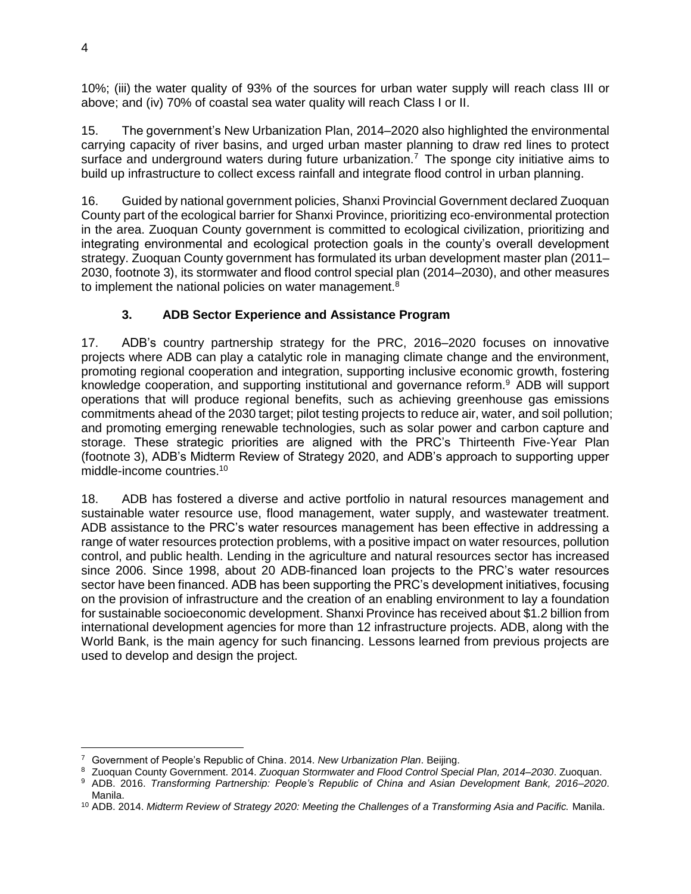10%; (iii) the water quality of 93% of the sources for urban water supply will reach class III or above; and (iv) 70% of coastal sea water quality will reach Class I or II.

15. The government's New Urbanization Plan, 2014–2020 also highlighted the environmental carrying capacity of river basins, and urged urban master planning to draw red lines to protect surface and underground waters during future urbanization.[7] The sponge city initiative aims to build up infrastructure to collect excess rainfall and integrate flood control in urban planning.

16. Guided by national government policies, Shanxi Provincial Government declared Zuoquan County part of the ecological barrier for Shanxi Province, prioritizing eco-environmental protection in the area. Zuoquan County government is committed to ecological civilization, prioritizing and integrating environmental and ecological protection goals in the county's overall development strategy. Zuoquan County government has formulated its urban development master plan (2011–2030, footnote 3), its stormwater and flood control special plan (2014–2030), and other measures to implement the national policies on water management.[8]

### 3. ADB Sector Experience and Assistance Program

17. ADB's country partnership strategy for the PRC, 2016–2020 focuses on innovative projects where ADB can play a catalytic role in managing climate change and the environment, promoting regional cooperation and integration, supporting inclusive economic growth, fostering knowledge cooperation, and supporting institutional and governance reform.[9] ADB will support operations that will produce regional benefits, such as achieving greenhouse gas emissions commitments ahead of the 2030 target; pilot testing projects to reduce air, water, and soil pollution; and promoting emerging renewable technologies, such as solar power and carbon capture and storage. These strategic priorities are aligned with the PRC's Thirteenth Five-Year Plan (footnote 3), ADB's Midterm Review of Strategy 2020, and ADB's approach to supporting upper middle-income countries.[10]

18. ADB has fostered a diverse and active portfolio in natural resources management and sustainable water resource use, flood management, water supply, and wastewater treatment. ADB assistance to the PRC's water resources management has been effective in addressing a range of water resources protection problems, with a positive impact on water resources, pollution control, and public health. Lending in the agriculture and natural resources sector has increased since 2006. Since 1998, about 20 ADB-financed loan projects to the PRC's water resources sector have been financed. ADB has been supporting the PRC's development initiatives, focusing on the provision of infrastructure and the creation of an enabling environment to lay a foundation for sustainable socioeconomic development. Shanxi Province has received about $1.2 billion from international development agencies for more than 12 infrastructure projects. ADB, along with the World Bank, is the main agency for such financing. Lessons learned from previous projects are used to develop and design the project.

---

[7] Government of People's Republic of China. 2014. *New Urbanization Plan*. Beijing.

[8] Zuoquan County Government. 2014. *Zuoquan Stormwater and Flood Control Special Plan, 2014–2030*. Zuoquan.

[9] ADB. 2016. *Transforming Partnership: People's Republic of China and Asian Development Bank, 2016–2020*. Manila.

[10] ADB. 2014. *Midterm Review of Strategy 2020: Meeting the Challenges of a Transforming Asia and Pacific.* Manila.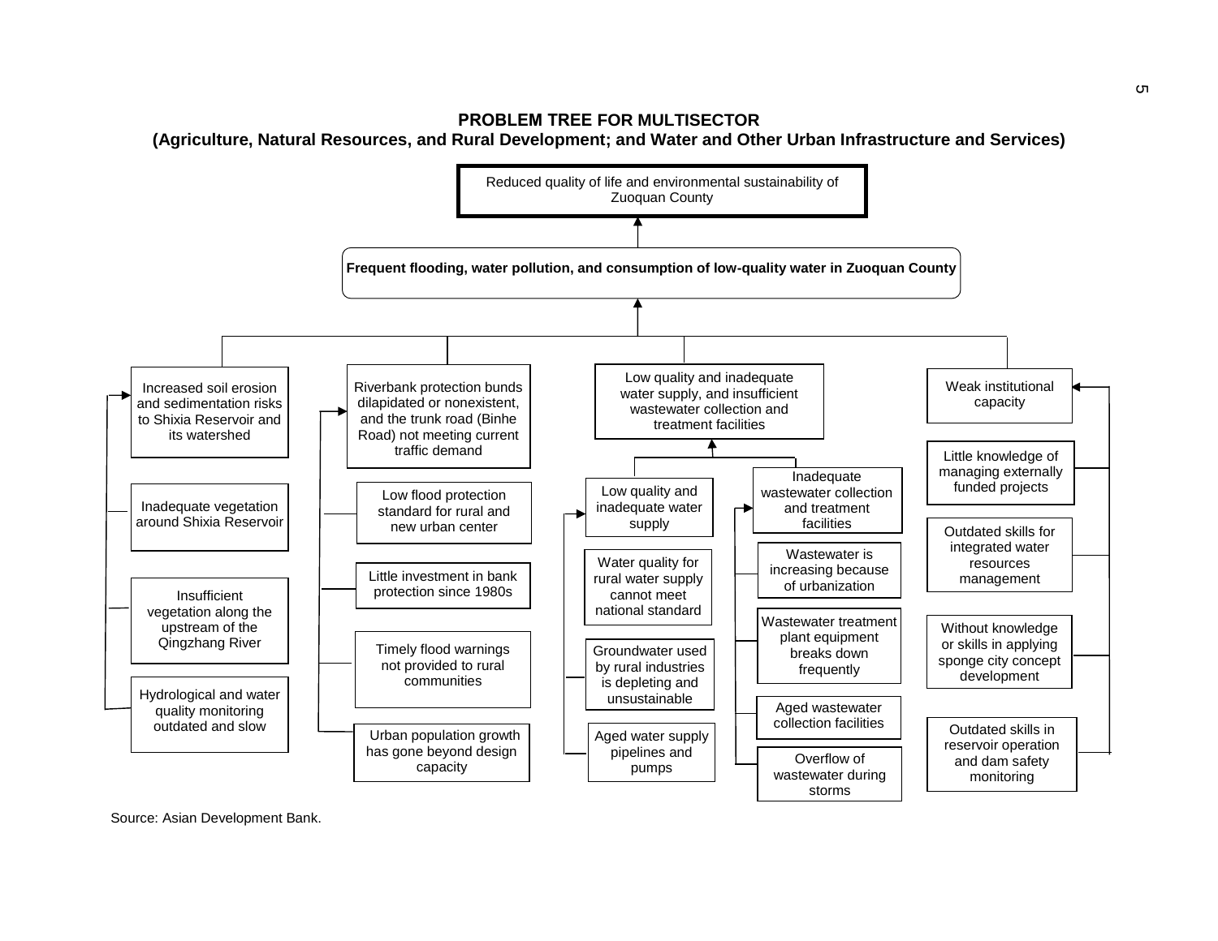## PROBLEM TREE FOR MULTISECTOR

**(Agriculture, Natural Resources, and Rural Development; and Water and Other Urban Infrastructure and Services)**

Reduced quality of life and environmental sustainability of Zuoquan County

**Frequent flooding, water pollution, and consumption of low-quality water in Zuoquan County**

Increased soil erosion and sedimentation risks to Shixia Reservoir and its watershed

- Inadequate vegetation around Shixia Reservoir
- Insufficient vegetation along the upstream of the Qingzhang River
- Hydrological and water quality monitoring outdated and slow

Riverbank protection bunds dilapidated or nonexistent, and the trunk road (Binhe Road) not meeting current traffic demand

- Low flood protection standard for rural and new urban center
- Little investment in bank protection since 1980s
- Timely flood warnings not provided to rural communities
- Urban population growth has gone beyond design capacity

Low quality and inadequate water supply, and insufficient wastewater collection and treatment facilities

- Low quality and inadequate water supply
  - Water quality for rural water supply cannot meet national standard
  - Groundwater used by rural industries is depleting and unsustainable
  - Aged water supply pipelines and pumps
- Inadequate wastewater collection and treatment facilities
  - Wastewater is increasing because of urbanization
  - Wastewater treatment plant equipment breaks down frequently
  - Aged wastewater collection facilities
  - Overflow of wastewater during storms

Weak institutional capacity

- Little knowledge of managing externally funded projects
- Outdated skills for integrated water resources management
- Without knowledge or skills in applying sponge city concept development
- Outdated skills in reservoir operation and dam safety monitoring

Source: Asian Development Bank.